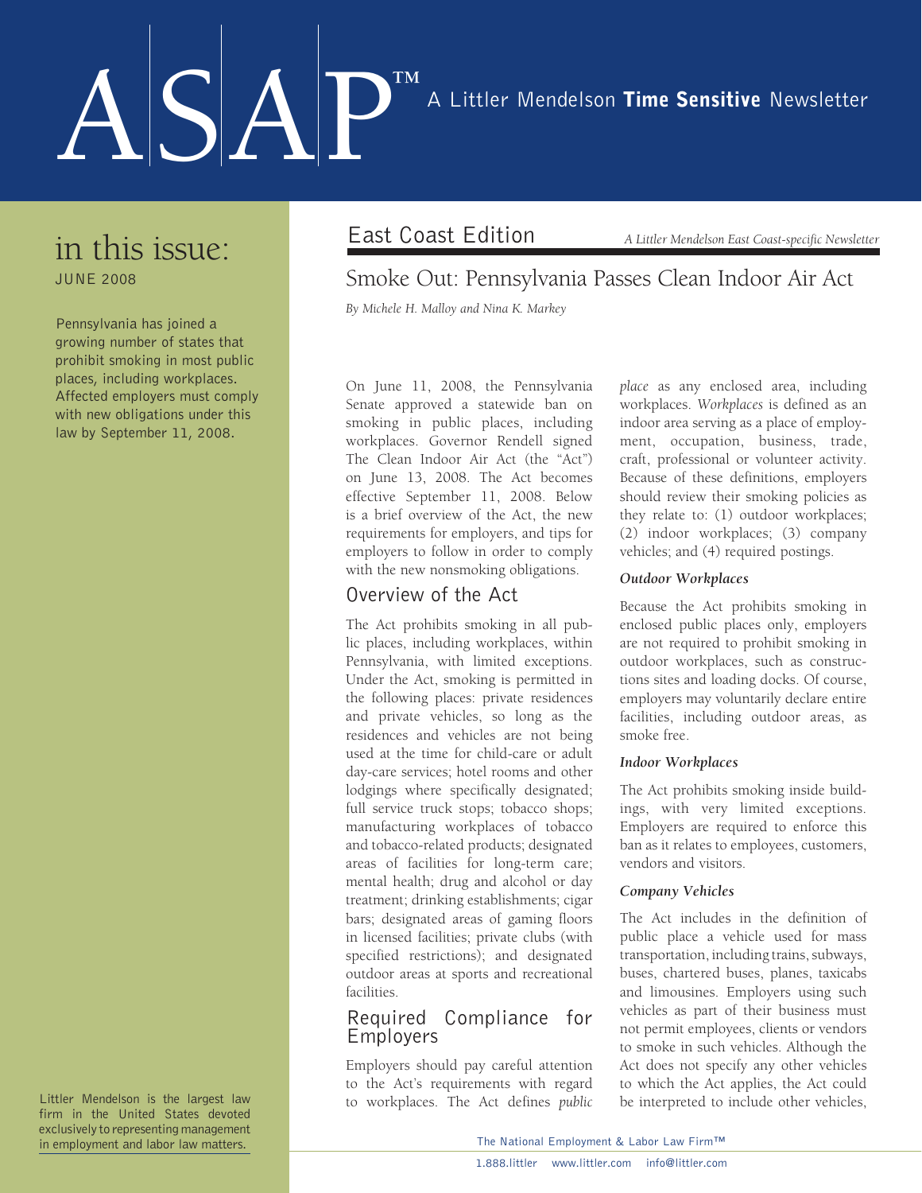# ASAP™ A Littler Mendelson **Time Sensitive** Newsletter

## in this issue:

JUNE 2008

Pennsylvania has joined a growing number of states that prohibit smoking in most public places, including workplaces. Affected employers must comply with new obligations under this law by September 11, 2008.

Littler Mendelson is the largest law firm in the United States devoted exclusively to representing management in employment and labor law matters.

East Coast Edition

*A Littler Mendelson East Coast-specific Newsletter*

# Smoke Out: Pennsylvania Passes Clean Indoor Air Act

*By Michele H. Malloy and Nina K. Markey*

On June 11, 2008, the Pennsylvania Senate approved a statewide ban on smoking in public places, including workplaces. Governor Rendell signed The Clean Indoor Air Act (the "Act") on June 13, 2008. The Act becomes effective September 11, 2008. Below is a brief overview of the Act, the new requirements for employers, and tips for employers to follow in order to comply with the new nonsmoking obligations.

## Overview of the Act

The Act prohibits smoking in all public places, including workplaces, within Pennsylvania, with limited exceptions. Under the Act, smoking is permitted in the following places: private residences and private vehicles, so long as the residences and vehicles are not being used at the time for child-care or adult day-care services; hotel rooms and other lodgings where specifically designated; full service truck stops; tobacco shops; manufacturing workplaces of tobacco and tobacco-related products; designated areas of facilities for long-term care; mental health; drug and alcohol or day treatment; drinking establishments; cigar bars; designated areas of gaming floors in licensed facilities; private clubs (with specified restrictions); and designated outdoor areas at sports and recreational facilities.

## Required Compliance for Employers

Employers should pay careful attention to the Act's requirements with regard to workplaces. The Act defines *public place* as any enclosed area, including workplaces. *Workplaces* is defined as an indoor area serving as a place of employment, occupation, business, trade, craft, professional or volunteer activity. Because of these definitions, employers should review their smoking policies as they relate to: (1) outdoor workplaces; (2) indoor workplaces; (3) company vehicles; and (4) required postings.

### *Outdoor Workplaces*

Because the Act prohibits smoking in enclosed public places only, employers are not required to prohibit smoking in outdoor workplaces, such as constructions sites and loading docks. Of course, employers may voluntarily declare entire facilities, including outdoor areas, as smoke free.

### *Indoor Workplaces*

The Act prohibits smoking inside buildings, with very limited exceptions. Employers are required to enforce this ban as it relates to employees, customers, vendors and visitors.

### *Company Vehicles*

The Act includes in the definition of public place a vehicle used for mass transportation, including trains, subways, buses, chartered buses, planes, taxicabs and limousines. Employers using such vehicles as part of their business must not permit employees, clients or vendors to smoke in such vehicles. Although the Act does not specify any other vehicles to which the Act applies, the Act could be interpreted to include other vehicles,

The National Employment & Labor Law Firm™

1.888.littler www.littler.com info@littler.com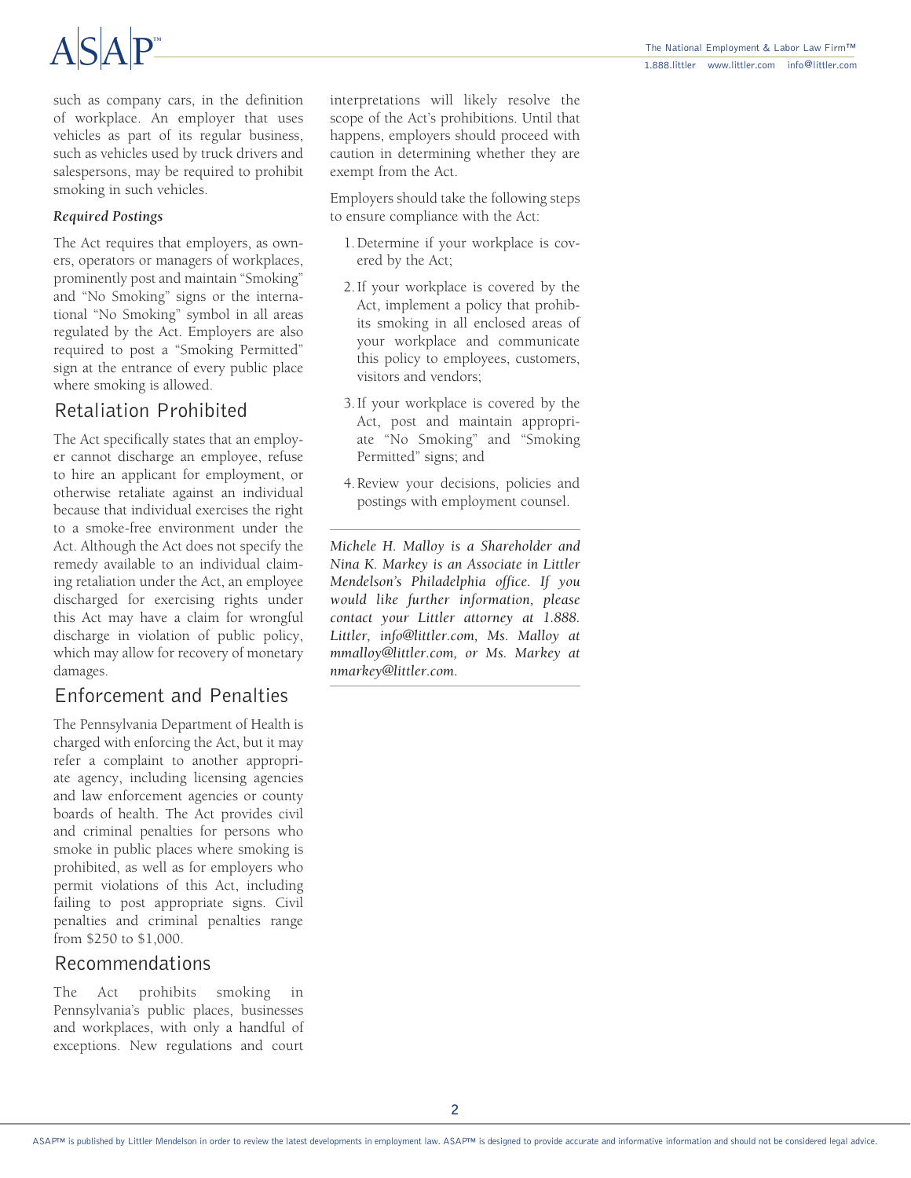such as company cars, in the definition of workplace. An employer that uses vehicles as part of its regular business, such as vehicles used by truck drivers and salespersons, may be required to prohibit smoking in such vehicles.

***Required Postings***

The Act requires that employers, as owners, operators or managers of workplaces, prominently post and maintain "Smoking" and "No Smoking" signs or the international "No Smoking" symbol in all areas regulated by the Act. Employers are also required to post a "Smoking Permitted" sign at the entrance of every public place where smoking is allowed.

## Retaliation Prohibited

The Act specifically states that an employer cannot discharge an employee, refuse to hire an applicant for employment, or otherwise retaliate against an individual because that individual exercises the right to a smoke-free environment under the Act. Although the Act does not specify the remedy available to an individual claiming retaliation under the Act, an employee discharged for exercising rights under this Act may have a claim for wrongful discharge in violation of public policy, which may allow for recovery of monetary damages.

## Enforcement and Penalties

The Pennsylvania Department of Health is charged with enforcing the Act, but it may refer a complaint to another appropriate agency, including licensing agencies and law enforcement agencies or county boards of health. The Act provides civil and criminal penalties for persons who smoke in public places where smoking is prohibited, as well as for employers who permit violations of this Act, including failing to post appropriate signs. Civil penalties and criminal penalties range from $250 to $1,000.

## Recommendations

The Act prohibits smoking in Pennsylvania's public places, businesses and workplaces, with only a handful of exceptions. New regulations and court interpretations will likely resolve the scope of the Act's prohibitions. Until that happens, employers should proceed with caution in determining whether they are exempt from the Act.

Employers should take the following steps to ensure compliance with the Act:

1. Determine if your workplace is covered by the Act;
2. If your workplace is covered by the Act, implement a policy that prohibits smoking in all enclosed areas of your workplace and communicate this policy to employees, customers, visitors and vendors;
3. If your workplace is covered by the Act, post and maintain appropriate "No Smoking" and "Smoking Permitted" signs; and
4. Review your decisions, policies and postings with employment counsel.

---

*Michele H. Malloy is a Shareholder and Nina K. Markey is an Associate in Littler Mendelson's Philadelphia office. If you would like further information, please contact your Littler attorney at 1.888.Littler, info@littler.com, Ms. Malloy at mmalloy@littler.com, or Ms. Markey at nmarkey@littler.com.*

---

ASAP™ is published by Littler Mendelson in order to review the latest developments in employment law. ASAP™ is designed to provide accurate and informative information and should not be considered legal advice.